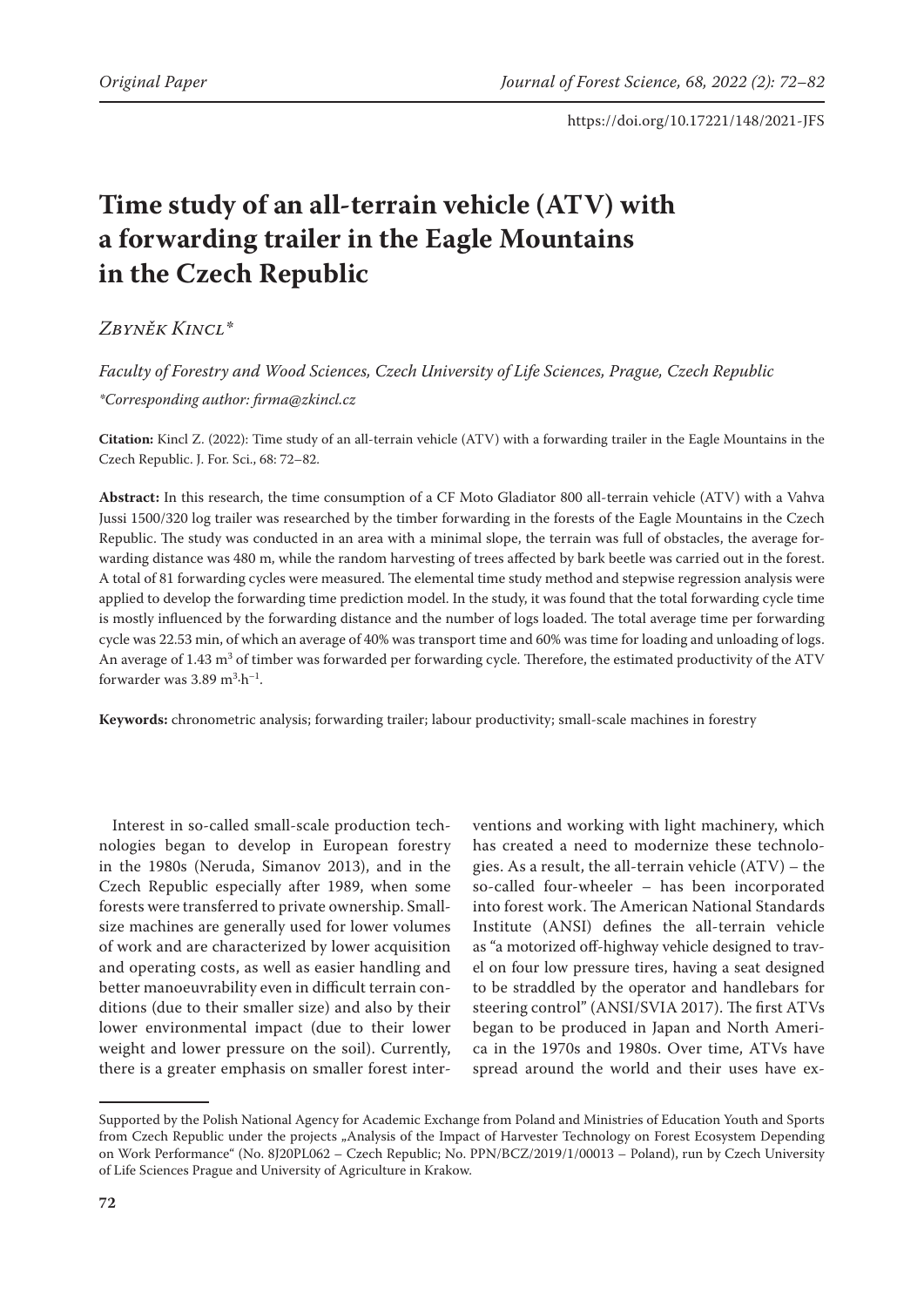Original Paper

https://doi.org/10.17221/148/2021-JFS

# Time study of an all-terrain vehicle (ATV) with a forwarding trailer in the Eagle Mountains in the Czech Republic

*Zbyněk Kincl\**

*Faculty of Forestry and Wood Sciences, Czech University of Life Sciences, Prague, Czech Republic*

*\*Corresponding author: firma@zkincl.cz*

**Citation:** Kincl Z. (2022): Time study of an all-terrain vehicle (ATV) with a forwarding trailer in the Eagle Mountains in the Czech Republic. J. For. Sci., 68: 72–82.

**Abstract:** In this research, the time consumption of a CF Moto Gladiator 800 all-terrain vehicle (ATV) with a Vahva Jussi 1500/320 log trailer was researched by the timber forwarding in the forests of the Eagle Mountains in the Czech Republic. The study was conducted in an area with a minimal slope, the terrain was full of obstacles, the average forwarding distance was 480 m, while the random harvesting of trees affected by bark beetle was carried out in the forest. A total of 81 forwarding cycles were measured. The elemental time study method and stepwise regression analysis were applied to develop the forwarding time prediction model. In the study, it was found that the total forwarding cycle time is mostly influenced by the forwarding distance and the number of logs loaded. The total average time per forwarding cycle was 22.53 min, of which an average of 40% was transport time and 60% was time for loading and unloading of logs. An average of 1.43 $m^3$ of timber was forwarded per forwarding cycle. Therefore, the estimated productivity of the ATV forwarder was 3.89 $m^3 \cdot h^{-1}$.

**Keywords:** chronometric analysis; forwarding trailer; labour productivity; small-scale machines in forestry

Interest in so-called small-scale production technologies began to develop in European forestry in the 1980s (Neruda, Simanov 2013), and in the Czech Republic especially after 1989, when some forests were transferred to private ownership. Small-size machines are generally used for lower volumes of work and are characterized by lower acquisition and operating costs, as well as easier handling and better manoeuvrability even in difficult terrain conditions (due to their smaller size) and also by their lower environmental impact (due to their lower weight and lower pressure on the soil). Currently, there is a greater emphasis on smaller forest interventions and working with light machinery, which has created a need to modernize these technologies. As a result, the all-terrain vehicle (ATV) – the so-called four-wheeler – has been incorporated into forest work. The American National Standards Institute (ANSI) defines the all-terrain vehicle as "a motorized off-highway vehicle designed to travel on four low pressure tires, having a seat designed to be straddled by the operator and handlebars for steering control" (ANSI/SVIA 2017). The first ATVs began to be produced in Japan and North America in the 1970s and 1980s. Over time, ATVs have spread around the world and their uses have ex-

---

Supported by the Polish National Agency for Academic Exchange from Poland and Ministries of Education Youth and Sports from Czech Republic under the projects „Analysis of the Impact of Harvester Technology on Forest Ecosystem Depending on Work Performance" (No. 8J20PL062 – Czech Republic; No. PPN/BCZ/2019/1/00013 – Poland), run by Czech University of Life Sciences Prague and University of Agriculture in Krakow.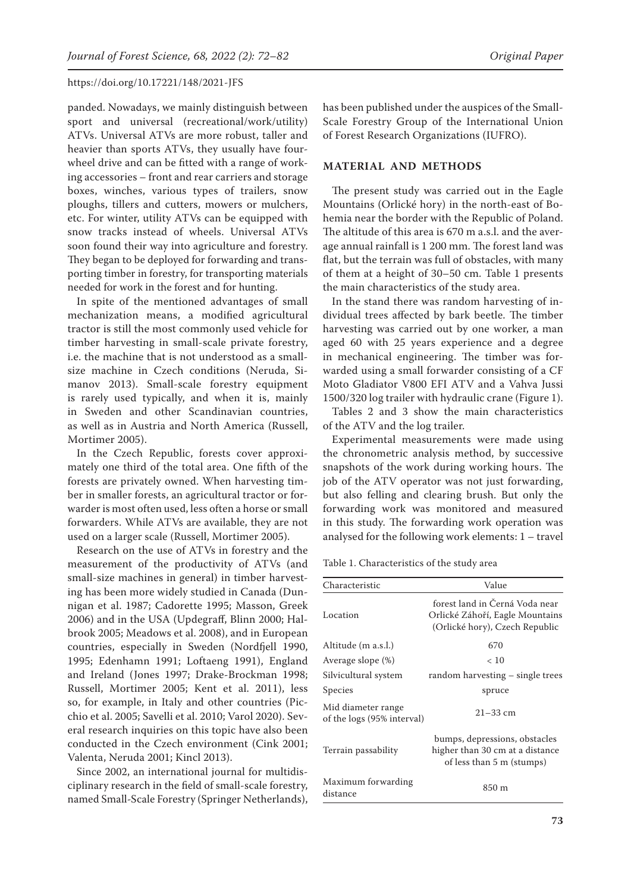panded. Nowadays, we mainly distinguish between sport and universal (recreational/work/utility) ATVs. Universal ATVs are more robust, taller and heavier than sports ATVs, they usually have four-wheel drive and can be fitted with a range of working accessories – front and rear carriers and storage boxes, winches, various types of trailers, snow ploughs, tillers and cutters, mowers or mulchers, etc. For winter, utility ATVs can be equipped with snow tracks instead of wheels. Universal ATVs soon found their way into agriculture and forestry. They began to be deployed for forwarding and transporting timber in forestry, for transporting materials needed for work in the forest and for hunting.

In spite of the mentioned advantages of small mechanization means, a modified agricultural tractor is still the most commonly used vehicle for timber harvesting in small-scale private forestry, i.e. the machine that is not understood as a small-size machine in Czech conditions (Neruda, Simanov 2013). Small-scale forestry equipment is rarely used typically, and when it is, mainly in Sweden and other Scandinavian countries, as well as in Austria and North America (Russell, Mortimer 2005).

In the Czech Republic, forests cover approximately one third of the total area. One fifth of the forests are privately owned. When harvesting timber in smaller forests, an agricultural tractor or forwarder is most often used, less often a horse or small forwarders. While ATVs are available, they are not used on a larger scale (Russell, Mortimer 2005).

Research on the use of ATVs in forestry and the measurement of the productivity of ATVs (and small-size machines in general) in timber harvesting has been more widely studied in Canada (Dunnigan et al. 1987; Cadorette 1995; Masson, Greek 2006) and in the USA (Updegraff, Blinn 2000; Halbrook 2005; Meadows et al. 2008), and in European countries, especially in Sweden (Nordfjell 1990, 1995; Edenhamn 1991; Loftaeng 1991), England and Ireland (Jones 1997; Drake-Brockman 1998; Russell, Mortimer 2005; Kent et al. 2011), less so, for example, in Italy and other countries (Picchio et al. 2005; Savelli et al. 2010; Varol 2020). Several research inquiries on this topic have also been conducted in the Czech environment (Cink 2001; Valenta, Neruda 2001; Kincl 2013).

Since 2002, an international journal for multidisciplinary research in the field of small-scale forestry, named Small-Scale Forestry (Springer Netherlands), has been published under the auspices of the Small-Scale Forestry Group of the International Union of Forest Research Organizations (IUFRO).

## MATERIAL AND METHODS

The present study was carried out in the Eagle Mountains (Orlické hory) in the north-east of Bohemia near the border with the Republic of Poland. The altitude of this area is 670 m a.s.l. and the average annual rainfall is 1 200 mm. The forest land was flat, but the terrain was full of obstacles, with many of them at a height of 30–50 cm. Table 1 presents the main characteristics of the study area.

In the stand there was random harvesting of individual trees affected by bark beetle. The timber harvesting was carried out by one worker, a man aged 60 with 25 years experience and a degree in mechanical engineering. The timber was forwarded using a small forwarder consisting of a CF Moto Gladiator V800 EFI ATV and a Vahva Jussi 1500/320 log trailer with hydraulic crane (Figure 1).

Tables 2 and 3 show the main characteristics of the ATV and the log trailer.

Experimental measurements were made using the chronometric analysis method, by successive snapshots of the work during working hours. The job of the ATV operator was not just forwarding, but also felling and clearing brush. But only the forwarding work was monitored and measured in this study. The forwarding work operation was analysed for the following work elements: 1 – travel

Table 1. Characteristics of the study area

| Characteristic | Value |
|---|---|
| Location | forest land in Černá Voda near Orlické Záhoří, Eagle Mountains (Orlické hory), Czech Republic |
| Altitude (m a.s.l.) | 670 |
| Average slope (%) | < 10 |
| Silvicultural system | random harvesting – single trees |
| Species | spruce |
| Mid diameter range of the logs (95% interval) | 21–33 cm |
| Terrain passability | bumps, depressions, obstacles higher than 30 cm at a distance of less than 5 m (stumps) |
| Maximum forwarding distance | 850 m |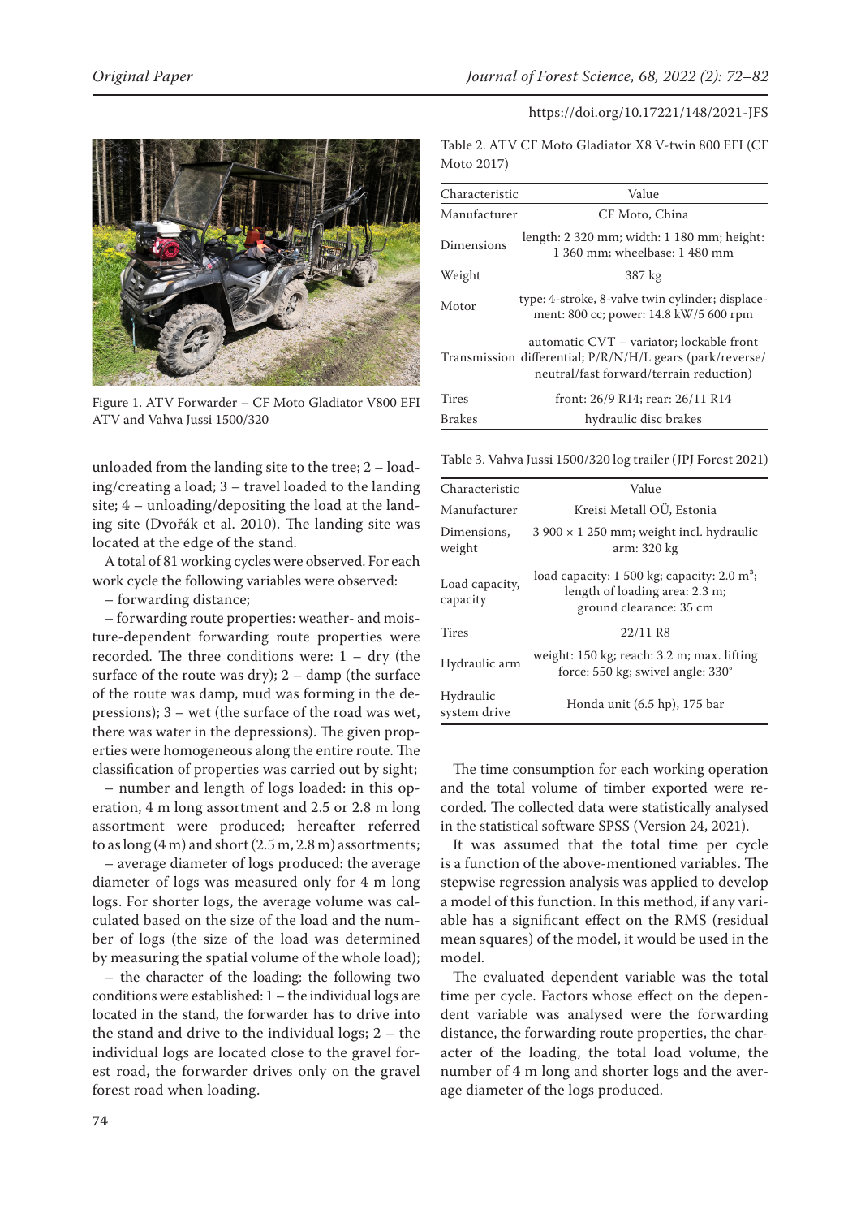Figure 1. ATV Forwarder – CF Moto Gladiator V800 EFI ATV and Vahva Jussi 1500/320

unloaded from the landing site to the tree; 2 – loading/creating a load; 3 – travel loaded to the landing site; 4 – unloading/depositing the load at the landing site (Dvořák et al. 2010). The landing site was located at the edge of the stand.

A total of 81 working cycles were observed. For each work cycle the following variables were observed:

– forwarding distance;

– forwarding route properties: weather- and moisture-dependent forwarding route properties were recorded. The three conditions were: 1 – dry (the surface of the route was dry); 2 – damp (the surface of the route was damp, mud was forming in the depressions); 3 – wet (the surface of the road was wet, there was water in the depressions). The given properties were homogeneous along the entire route. The classification of properties was carried out by sight;

– number and length of logs loaded: in this operation, 4 m long assortment and 2.5 or 2.8 m long assortment were produced; hereafter referred to as long (4 m) and short (2.5 m, 2.8 m) assortments;

– average diameter of logs produced: the average diameter of logs was measured only for 4 m long logs. For shorter logs, the average volume was calculated based on the size of the load and the number of logs (the size of the load was determined by measuring the spatial volume of the whole load);

– the character of the loading: the following two conditions were established: 1 – the individual logs are located in the stand, the forwarder has to drive into the stand and drive to the individual logs; 2 – the individual logs are located close to the gravel forest road, the forwarder drives only on the gravel forest road when loading.

Table 2. ATV CF Moto Gladiator X8 V-twin 800 EFI (CF Moto 2017)

| Characteristic | Value |
|---|---|
| Manufacturer | CF Moto, China |
| Dimensions | length: 2 320 mm; width: 1 180 mm; height: 1 360 mm; wheelbase: 1 480 mm |
| Weight | 387 kg |
| Motor | type: 4-stroke, 8-valve twin cylinder; displacement: 800 cc; power: 14.8 kW/5 600 rpm |
| Transmission | automatic CVT – variator; lockable front differential; P/R/N/H/L gears (park/reverse/neutral/fast forward/terrain reduction) |
| Tires | front: 26/9 R14; rear: 26/11 R14 |
| Brakes | hydraulic disc brakes |

Table 3. Vahva Jussi 1500/320 log trailer (JPJ Forest 2021)

| Characteristic | Value |
|---|---|
| Manufacturer | Kreisi Metall OÜ, Estonia |
| Dimensions, weight | 3 900 × 1 250 mm; weight incl. hydraulic arm: 320 kg |
| Load capacity, capacity | load capacity: 1 500 kg; capacity: 2.0 m$^3$; length of loading area: 2.3 m; ground clearance: 35 cm |
| Tires | 22/11 R8 |
| Hydraulic arm | weight: 150 kg; reach: 3.2 m; max. lifting force: 550 kg; swivel angle: 330° |
| Hydraulic system drive | Honda unit (6.5 hp), 175 bar |

The time consumption for each working operation and the total volume of timber exported were recorded. The collected data were statistically analysed in the statistical software SPSS (Version 24, 2021).

It was assumed that the total time per cycle is a function of the above-mentioned variables. The stepwise regression analysis was applied to develop a model of this function. In this method, if any variable has a significant effect on the RMS (residual mean squares) of the model, it would be used in the model.

The evaluated dependent variable was the total time per cycle. Factors whose effect on the dependent variable was analysed were the forwarding distance, the forwarding route properties, the character of the loading, the total load volume, the number of 4 m long and shorter logs and the average diameter of the logs produced.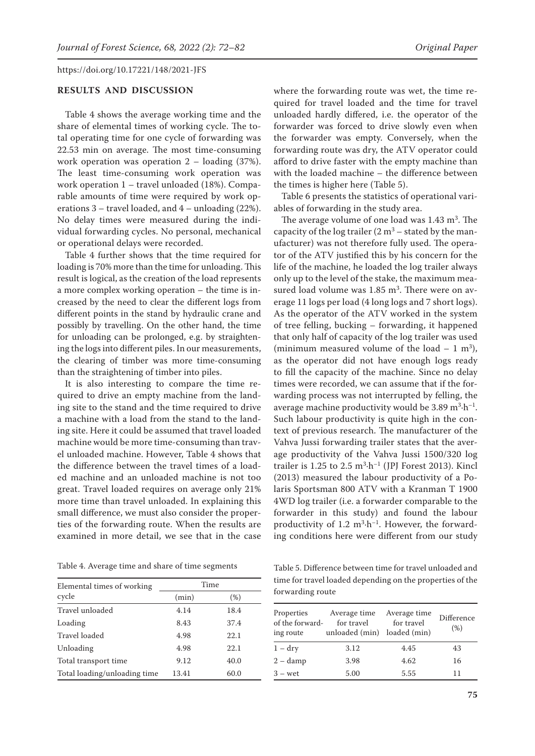## RESULTS AND DISCUSSION

Table 4 shows the average working time and the share of elemental times of working cycle. The total operating time for one cycle of forwarding was 22.53 min on average. The most time-consuming work operation was operation 2 – loading (37%). The least time-consuming work operation was work operation 1 – travel unloaded (18%). Comparable amounts of time were required by work operations 3 – travel loaded, and 4 – unloading (22%). No delay times were measured during the individual forwarding cycles. No personal, mechanical or operational delays were recorded.

Table 4 further shows that the time required for loading is 70% more than the time for unloading. This result is logical, as the creation of the load represents a more complex working operation – the time is increased by the need to clear the different logs from different points in the stand by hydraulic crane and possibly by travelling. On the other hand, the time for unloading can be prolonged, e.g. by straightening the logs into different piles. In our measurements, the clearing of timber was more time-consuming than the straightening of timber into piles.

It is also interesting to compare the time required to drive an empty machine from the landing site to the stand and the time required to drive a machine with a load from the stand to the landing site. Here it could be assumed that travel loaded machine would be more time-consuming than travel unloaded machine. However, Table 4 shows that the difference between the travel times of a loaded machine and an unloaded machine is not too great. Travel loaded requires on average only 21% more time than travel unloaded. In explaining this small difference, we must also consider the properties of the forwarding route. When the results are examined in more detail, we see that in the case where the forwarding route was wet, the time required for travel loaded and the time for travel unloaded hardly differed, i.e. the operator of the forwarder was forced to drive slowly even when the forwarder was empty. Conversely, when the forwarding route was dry, the ATV operator could afford to drive faster with the empty machine than with the loaded machine – the difference between the times is higher here (Table 5).

Table 6 presents the statistics of operational variables of forwarding in the study area.

The average volume of one load was 1.43 $m^3$. The capacity of the log trailer (2 $m^3$ – stated by the manufacturer) was not therefore fully used. The operator of the ATV justified this by his concern for the life of the machine, he loaded the log trailer always only up to the level of the stake, the maximum measured load volume was 1.85 $m^3$. There were on average 11 logs per load (4 long logs and 7 short logs). As the operator of the ATV worked in the system of tree felling, bucking – forwarding, it happened that only half of capacity of the log trailer was used (minimum measured volume of the load – 1 $m^3$), as the operator did not have enough logs ready to fill the capacity of the machine. Since no delay times were recorded, we can assume that if the forwarding process was not interrupted by felling, the average machine productivity would be 3.89 $m^3 \cdot h^{-1}$. Such labour productivity is quite high in the context of previous research. The manufacturer of the Vahva Jussi forwarding trailer states that the average productivity of the Vahva Jussi 1500/320 log trailer is 1.25 to 2.5 $m^3 \cdot h^{-1}$ (JPJ Forest 2013). Kincl (2013) measured the labour productivity of a Polaris Sportsman 800 ATV with a Kranman T 1900 4WD log trailer (i.e. a forwarder comparable to the forwarder in this study) and found the labour productivity of 1.2 $m^3 \cdot h^{-1}$. However, the forwarding conditions here were different from our study

Table 4. Average time and share of time segments

| Elemental times of working cycle | Time (min) | Time (%) |
|---|---|---|
| Travel unloaded | 4.14 | 18.4 |
| Loading | 8.43 | 37.4 |
| Travel loaded | 4.98 | 22.1 |
| Unloading | 4.98 | 22.1 |
| Total transport time | 9.12 | 40.0 |
| Total loading/unloading time | 13.41 | 60.0 |

Table 5. Difference between time for travel unloaded and time for travel loaded depending on the properties of the forwarding route

| Properties of the forwarding route | Average time for travel unloaded (min) | Average time for travel loaded (min) | Difference (%) |
|---|---|---|---|
| 1 – dry | 3.12 | 4.45 | 43 |
| 2 – damp | 3.98 | 4.62 | 16 |
| 3 – wet | 5.00 | 5.55 | 11 |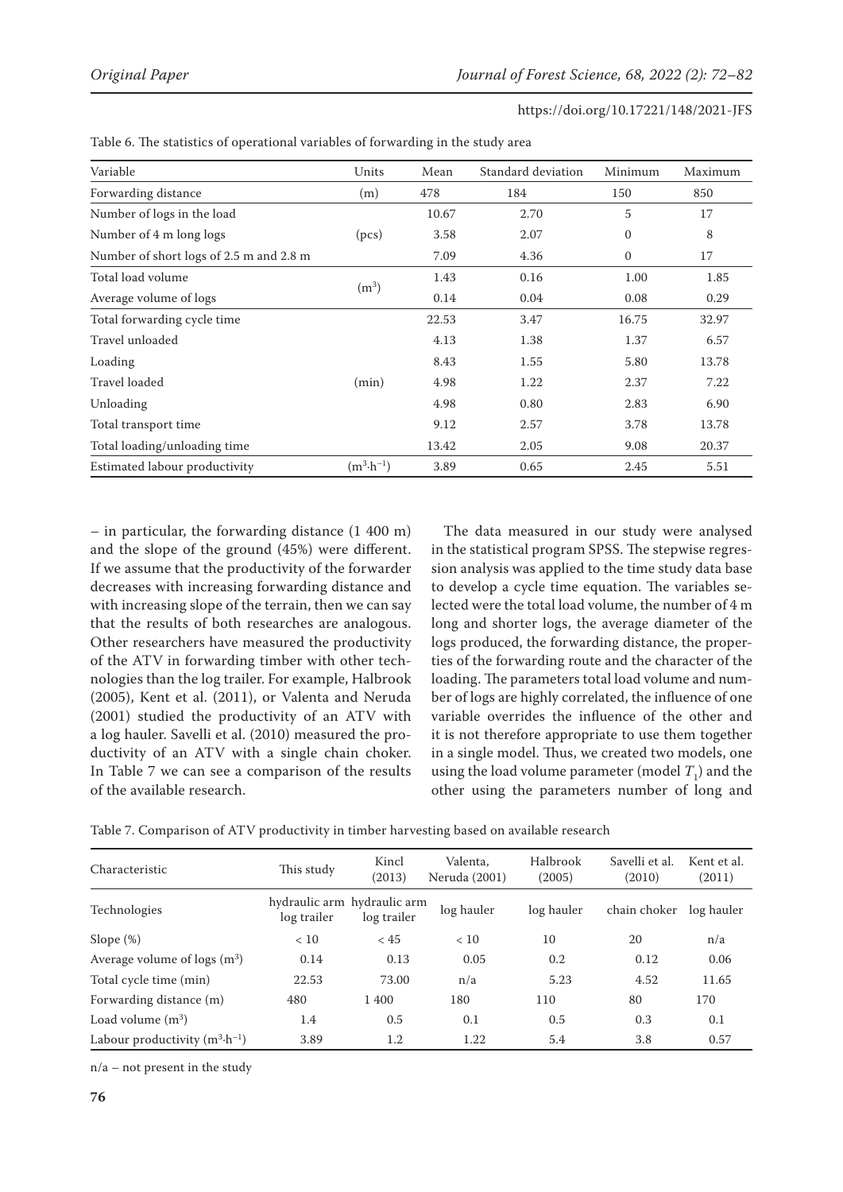Table 6. The statistics of operational variables of forwarding in the study area

| Variable | Units | Mean | Standard deviation | Minimum | Maximum |
|---|---|---|---|---|---|
| Forwarding distance | (m) | 478 | 184 | 150 | 850 |
| Number of logs in the load | | 10.67 | 2.70 | 5 | 17 |
| Number of 4 m long logs | (pcs) | 3.58 | 2.07 | 0 | 8 |
| Number of short logs of 2.5 m and 2.8 m | | 7.09 | 4.36 | 0 | 17 |
| Total load volume | ($m^3$) | 1.43 | 0.16 | 1.00 | 1.85 |
| Average volume of logs | | 0.14 | 0.04 | 0.08 | 0.29 |
| Total forwarding cycle time | | 22.53 | 3.47 | 16.75 | 32.97 |
| Travel unloaded | | 4.13 | 1.38 | 1.37 | 6.57 |
| Loading | | 8.43 | 1.55 | 5.80 | 13.78 |
| Travel loaded | (min) | 4.98 | 1.22 | 2.37 | 7.22 |
| Unloading | | 4.98 | 0.80 | 2.83 | 6.90 |
| Total transport time | | 9.12 | 2.57 | 3.78 | 13.78 |
| Total loading/unloading time | | 13.42 | 2.05 | 9.08 | 20.37 |
| Estimated labour productivity | ($m^3 \cdot h^{-1}$) | 3.89 | 0.65 | 2.45 | 5.51 |

– in particular, the forwarding distance (1 400 m) and the slope of the ground (45%) were different. If we assume that the productivity of the forwarder decreases with increasing forwarding distance and with increasing slope of the terrain, then we can say that the results of both researches are analogous. Other researchers have measured the productivity of the ATV in forwarding timber with other technologies than the log trailer. For example, Halbrook (2005), Kent et al. (2011), or Valenta and Neruda (2001) studied the productivity of an ATV with a log hauler. Savelli et al. (2010) measured the productivity of an ATV with a single chain choker. In Table 7 we can see a comparison of the results of the available research.

The data measured in our study were analysed in the statistical program SPSS. The stepwise regression analysis was applied to the time study data base to develop a cycle time equation. The variables selected were the total load volume, the number of 4 m long and shorter logs, the average diameter of the logs produced, the forwarding distance, the properties of the forwarding route and the character of the loading. The parameters total load volume and number of logs are highly correlated, the influence of one variable overrides the influence of the other and it is not therefore appropriate to use them together in a single model. Thus, we created two models, one using the load volume parameter (model $T_1$) and the other using the parameters number of long and

Table 7. Comparison of ATV productivity in timber harvesting based on available research

| Characteristic | This study | Kincl (2013) | Valenta, Neruda (2001) | Halbrook (2005) | Savelli et al. (2010) | Kent et al. (2011) |
|---|---|---|---|---|---|---|
| Technologies | hydraulic arm log trailer | hydraulic arm log trailer | log hauler | log hauler | chain choker | log hauler |
| Slope (%) | < 10 | < 45 | < 10 | 10 | 20 | n/a |
| Average volume of logs ($m^3$) | 0.14 | 0.13 | 0.05 | 0.2 | 0.12 | 0.06 |
| Total cycle time (min) | 22.53 | 73.00 | n/a | 5.23 | 4.52 | 11.65 |
| Forwarding distance (m) | 480 | 1 400 | 180 | 110 | 80 | 170 |
| Load volume ($m^3$) | 1.4 | 0.5 | 0.1 | 0.5 | 0.3 | 0.1 |
| Labour productivity ($m^3 \cdot h^{-1}$) | 3.89 | 1.2 | 1.22 | 5.4 | 3.8 | 0.57 |

n/a – not present in the study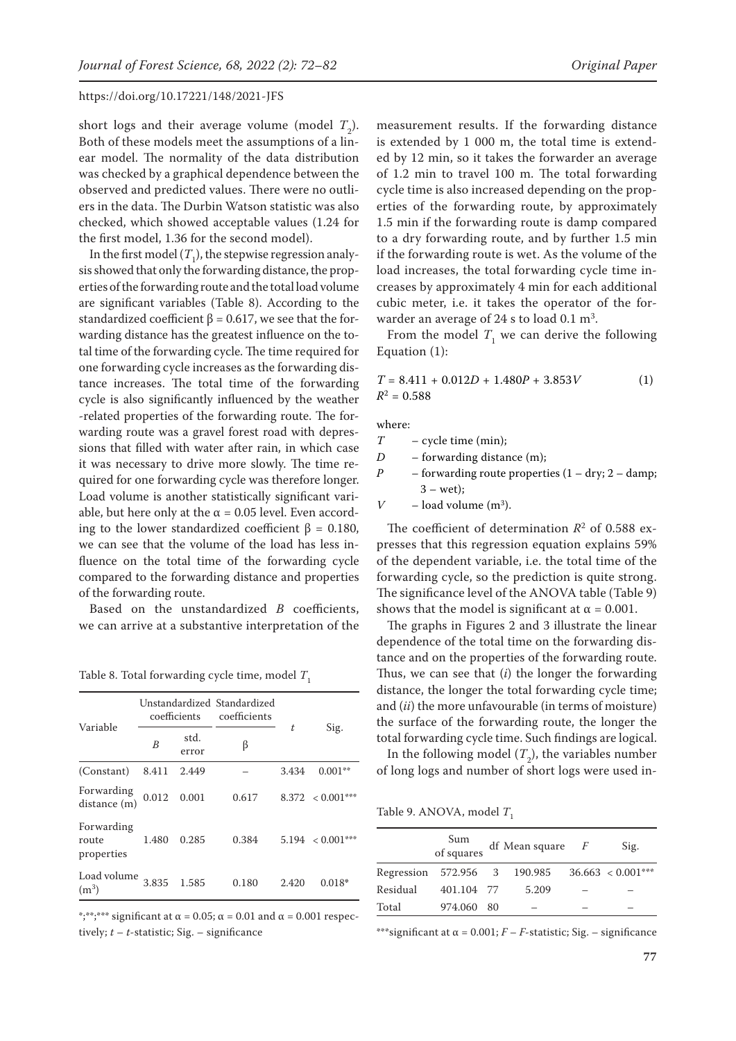short logs and their average volume (model $T_2$). Both of these models meet the assumptions of a linear model. The normality of the data distribution was checked by a graphical dependence between the observed and predicted values. There were no outliers in the data. The Durbin Watson statistic was also checked, which showed acceptable values (1.24 for the first model, 1.36 for the second model).

In the first model ($T_1$), the stepwise regression analysis showed that only the forwarding distance, the properties of the forwarding route and the total load volume are significant variables (Table 8). According to the standardized coefficient $\beta = 0.617$, we see that the forwarding distance has the greatest influence on the total time of the forwarding cycle. The time required for one forwarding cycle increases as the forwarding distance increases. The total time of the forwarding cycle is also significantly influenced by the weather-related properties of the forwarding route. The forwarding route was a gravel forest road with depressions that filled with water after rain, in which case it was necessary to drive more slowly. The time required for one forwarding cycle was therefore longer. Load volume is another statistically significant variable, but here only at the $\alpha = 0.05$ level. Even according to the lower standardized coefficient $\beta = 0.180$, we can see that the volume of the load has less influence on the total time of the forwarding cycle compared to the forwarding distance and properties of the forwarding route.

Based on the unstandardized *B* coefficients, we can arrive at a substantive interpretation of the measurement results. If the forwarding distance is extended by 1 000 m, the total time is extended by 12 min, so it takes the forwarder an average of 1.2 min to travel 100 m. The total forwarding cycle time is also increased depending on the properties of the forwarding route, by approximately 1.5 min if the forwarding route is damp compared to a dry forwarding route, and by further 1.5 min if the forwarding route is wet. As the volume of the load increases, the total forwarding cycle time increases by approximately 4 min for each additional cubic meter, i.e. it takes the operator of the forwarder an average of 24 s to load 0.1 m$^3$.

Table 8. Total forwarding cycle time, model $T_1$

| Variable | Unstandardized coefficients | | Standardized coefficients | $t$ | Sig. |
|---|---|---|---|---|---|
| | $B$ | std. error | $\beta$ | | |
| (Constant) | 8.411 | 2.449 | – | 3.434 | 0.001** |
| Forwarding distance (m) | 0.012 | 0.001 | 0.617 | 8.372 | < 0.001*** |
| Forwarding route properties | 1.480 | 0.285 | 0.384 | 5.194 | < 0.001*** |
| Load volume (m$^3$) | 3.835 | 1.585 | 0.180 | 2.420 | 0.018* |

*;**;*** significant at $\alpha = 0.05$; $\alpha = 0.01$ and $\alpha = 0.001$ respectively; $t$ – $t$-statistic; Sig. – significance

From the model $T_1$ we can derive the following Equation (1):

$$T = 8.411 + 0.012D + 1.480P + 3.853V \qquad (1)$$

$R^2 = 0.588$

where:

- $T$ – cycle time (min);
- $D$ – forwarding distance (m);
- $P$ – forwarding route properties (1 – dry; 2 – damp; 3 – wet);
- $V$ – load volume (m$^3$).

The coefficient of determination $R^2$ of 0.588 expresses that this regression equation explains 59% of the dependent variable, i.e. the total time of the forwarding cycle, so the prediction is quite strong. The significance level of the ANOVA table (Table 9) shows that the model is significant at $\alpha = 0.001$.

The graphs in Figures 2 and 3 illustrate the linear dependence of the total time on the forwarding distance and on the properties of the forwarding route. Thus, we can see that (*i*) the longer the forwarding distance, the longer the total forwarding cycle time; and (*ii*) the more unfavourable (in terms of moisture) the surface of the forwarding route, the longer the total forwarding cycle time. Such findings are logical.

In the following model ($T_2$), the variables number of long logs and number of short logs were used in-

Table 9. ANOVA, model $T_1$

| | Sum of squares | df | Mean square | $F$ | Sig. |
|---|---|---|---|---|---|
| Regression | 572.956 | 3 | 190.985 | 36.663 | < 0.001*** |
| Residual | 401.104 | 77 | 5.209 | – | – |
| Total | 974.060 | 80 | – | – | – |

***significant at $\alpha = 0.001$; $F$ – $F$-statistic; Sig. – significance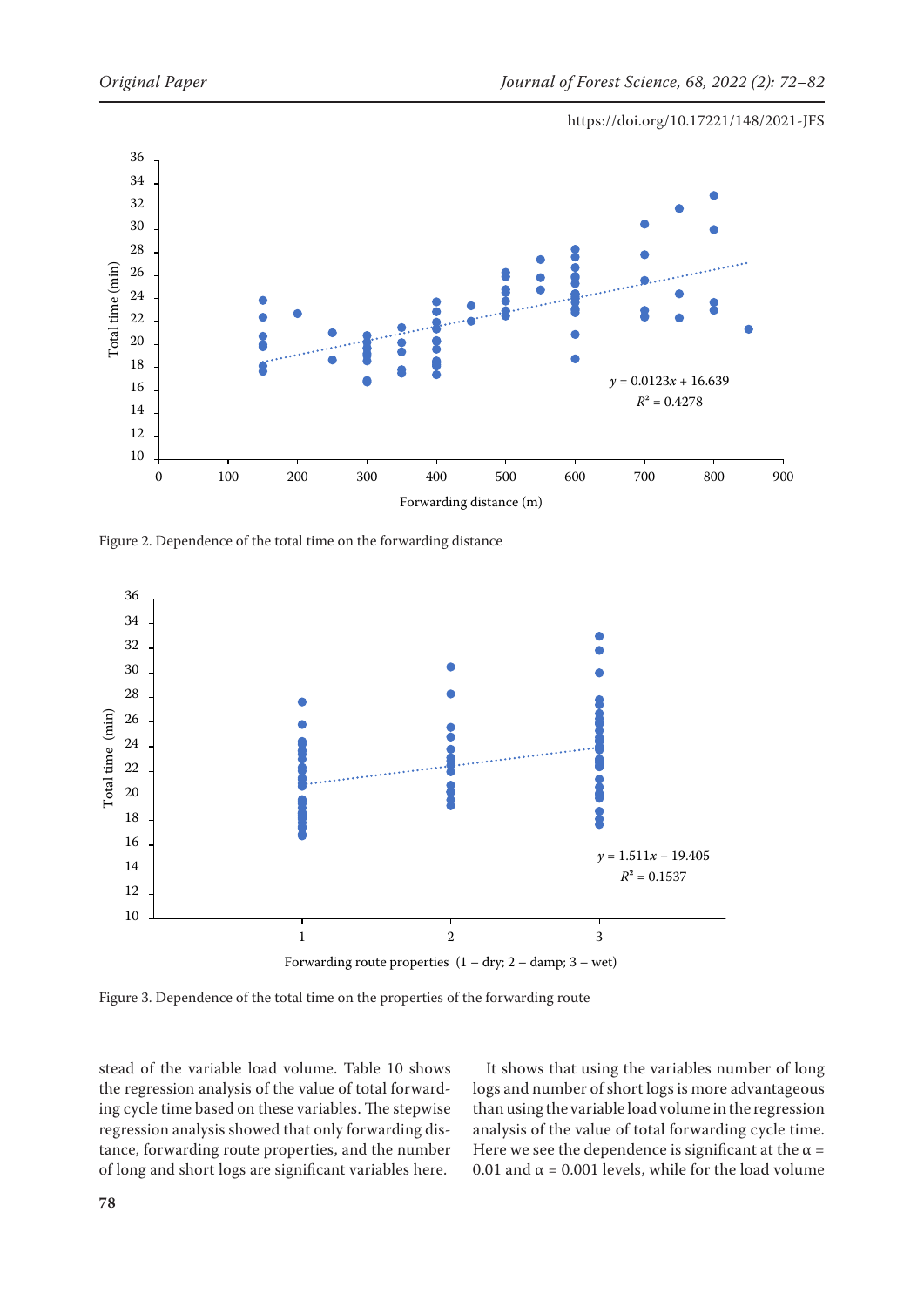Figure 2. Dependence of the total time on the forwarding distance

Figure 3. Dependence of the total time on the properties of the forwarding route

stead of the variable load volume. Table 10 shows the regression analysis of the value of total forwarding cycle time based on these variables. The stepwise regression analysis showed that only forwarding distance, forwarding route properties, and the number of long and short logs are significant variables here.

It shows that using the variables number of long logs and number of short logs is more advantageous than using the variable load volume in the regression analysis of the value of total forwarding cycle time. Here we see the dependence is significant at the $\alpha = 0.01$ and $\alpha = 0.001$ levels, while for the load volume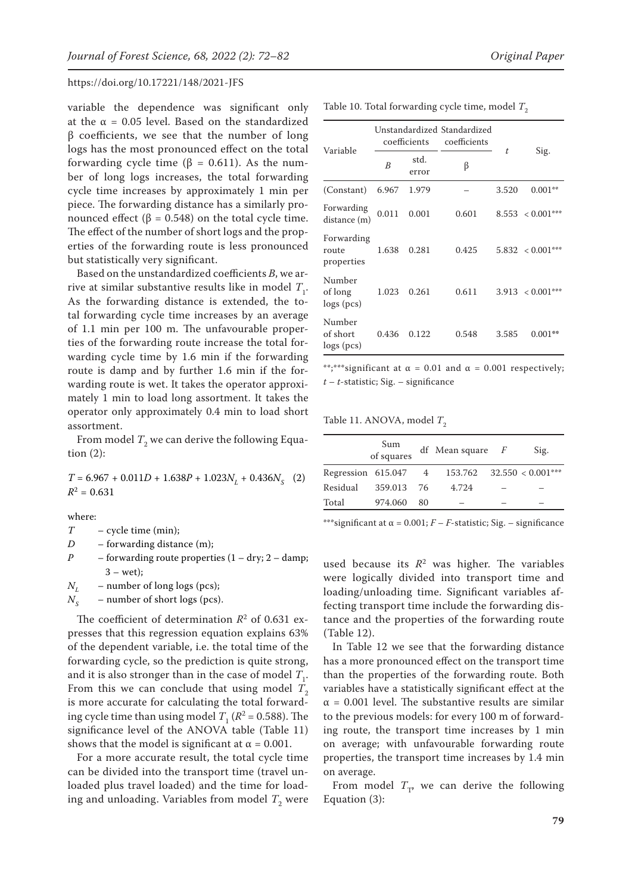variable the dependence was significant only at the $\alpha = 0.05$ level. Based on the standardized β coefficients, we see that the number of long logs has the most pronounced effect on the total forwarding cycle time (β = 0.611). As the number of long logs increases, the total forwarding cycle time increases by approximately 1 min per piece. The forwarding distance has a similarly pronounced effect (β = 0.548) on the total cycle time. The effect of the number of short logs and the properties of the forwarding route is less pronounced but statistically very significant.

Based on the unstandardized coefficients *B*, we arrive at similar substantive results like in model $T_1$. As the forwarding distance is extended, the total forwarding cycle time increases by an average of 1.1 min per 100 m. The unfavourable properties of the forwarding route increase the total forwarding cycle time by 1.6 min if the forwarding route is damp and by further 1.6 min if the forwarding route is wet. It takes the operator approximately 1 min to load long assortment. It takes the operator only approximately 0.4 min to load short assortment.

From model $T_2$ we can derive the following Equation (2):

$$T = 6.967 + 0.011D + 1.638P + 1.023N_L + 0.436N_S \quad (2)$$
$$R^2 = 0.631$$

where:

- $T$ – cycle time (min);
- $D$ – forwarding distance (m);
- $P$ – forwarding route properties (1 – dry; 2 – damp; 3 – wet);
- $N_L$ – number of long logs (pcs);
- $N_S$ – number of short logs (pcs).

The coefficient of determination $R^2$ of 0.631 expresses that this regression equation explains 63% of the dependent variable, i.e. the total time of the forwarding cycle, so the prediction is quite strong, and it is also stronger than in the case of model $T_1$. From this we can conclude that using model $T_2$ is more accurate for calculating the total forwarding cycle time than using model $T_1$ ($R^2 = 0.588$). The significance level of the ANOVA table (Table 11) shows that the model is significant at $\alpha = 0.001$.

For a more accurate result, the total cycle time can be divided into the transport time (travel unloaded plus travel loaded) and the time for loading and unloading. Variables from model $T_2$ were used because its $R^2$ was higher. The variables were logically divided into transport time and loading/unloading time. Significant variables affecting transport time include the forwarding distance and the properties of the forwarding route (Table 12).

Table 10. Total forwarding cycle time, model $T_2$

| Variable | Unstandardized coefficients | | Standardized coefficients | $t$ | Sig. |
|---|---|---|---|---|---|
| | $B$ | std. error | β | | |
| (Constant) | 6.967 | 1.979 | – | 3.520 | 0.001** |
| Forwarding distance (m) | 0.011 | 0.001 | 0.601 | 8.553 | < 0.001*** |
| Forwarding route properties | 1.638 | 0.281 | 0.425 | 5.832 | < 0.001*** |
| Number of long logs (pcs) | 1.023 | 0.261 | 0.611 | 3.913 | < 0.001*** |
| Number of short logs (pcs) | 0.436 | 0.122 | 0.548 | 3.585 | 0.001** |

**;***significant at $\alpha = 0.01$ and $\alpha = 0.001$ respectively; $t$ – $t$-statistic; Sig. – significance

Table 11. ANOVA, model $T_2$

| | Sum of squares | df | Mean square | $F$ | Sig. |
|---|---|---|---|---|---|
| Regression | 615.047 | 4 | 153.762 | 32.550 | < 0.001*** |
| Residual | 359.013 | 76 | 4.724 | – | – |
| Total | 974.060 | 80 | – | – | – |

***significant at $\alpha = 0.001$; $F$ – $F$-statistic; Sig. – significance

In Table 12 we see that the forwarding distance has a more pronounced effect on the transport time than the properties of the forwarding route. Both variables have a statistically significant effect at the $\alpha = 0.001$ level. The substantive results are similar to the previous models: for every 100 m of forwarding route, the transport time increases by 1 min on average; with unfavourable forwarding route properties, the transport time increases by 1.4 min on average.

From model $T_T$, we can derive the following Equation (3):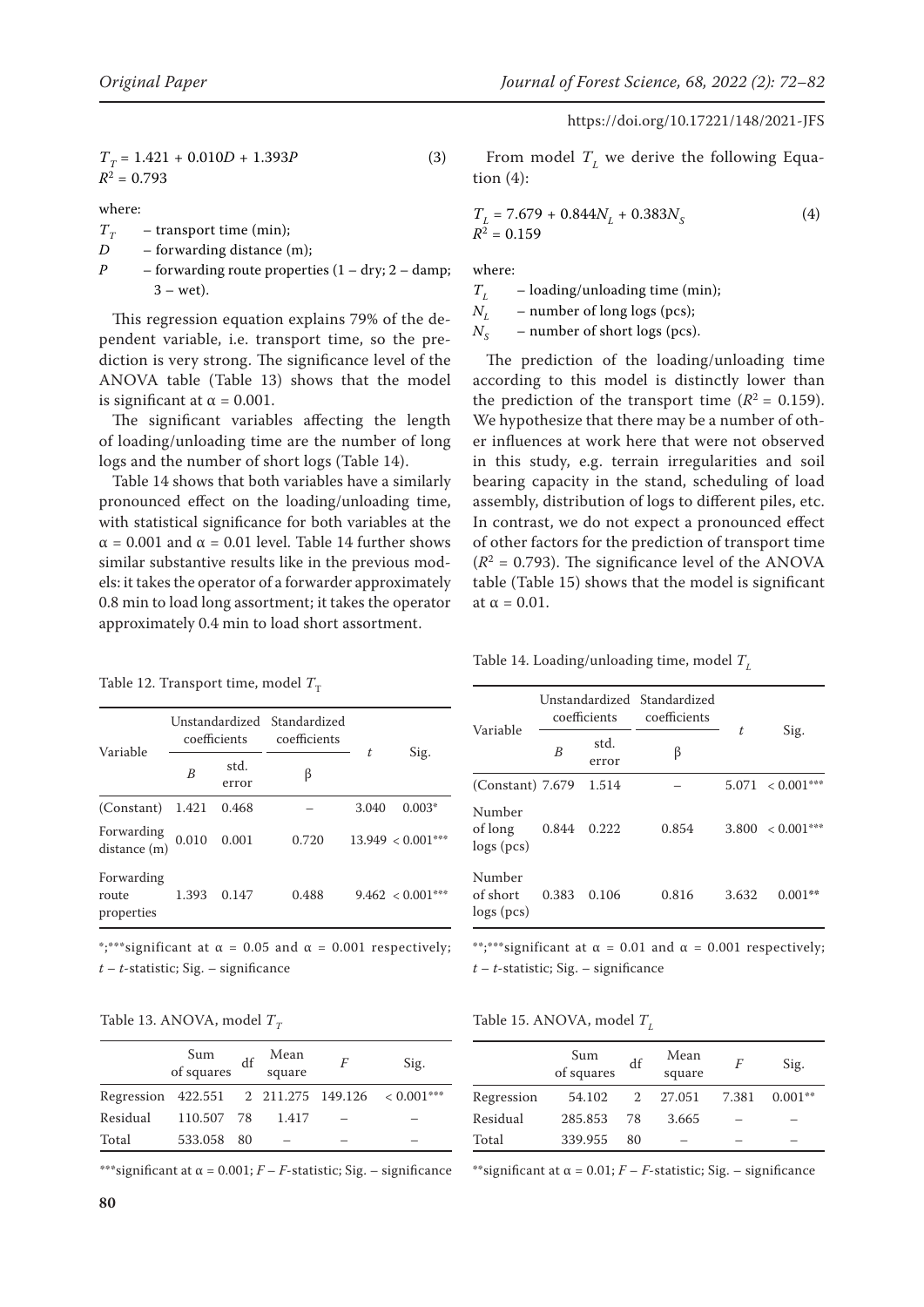$$T_T = 1.421 + 0.010D + 1.393P \quad (3)$$
$$R^2 = 0.793$$

where:

$T_T$ – transport time (min);
$D$ – forwarding distance (m);
$P$ – forwarding route properties (1 – dry; 2 – damp; 3 – wet).

This regression equation explains 79% of the dependent variable, i.e. transport time, so the prediction is very strong. The significance level of the ANOVA table (Table 13) shows that the model is significant at $\alpha = 0.001$.

The significant variables affecting the length of loading/unloading time are the number of long logs and the number of short logs (Table 14).

Table 14 shows that both variables have a similarly pronounced effect on the loading/unloading time, with statistical significance for both variables at the $\alpha = 0.001$ and $\alpha = 0.01$ level. Table 14 further shows similar substantive results like in the previous models: it takes the operator of a forwarder approximately 0.8 min to load long assortment; it takes the operator approximately 0.4 min to load short assortment.

Table 12. Transport time, model $T_T$

| Variable | Unstandardized coefficients | | Standardized coefficients | $t$ | Sig. |
|---|---|---|---|---|---|
| | $B$ | std. error | β | | |
| (Constant) | 1.421 | 0.468 | – | 3.040 | 0.003* |
| Forwarding distance (m) | 0.010 | 0.001 | 0.720 | 13.949 | < 0.001*** |
| Forwarding route properties | 1.393 | 0.147 | 0.488 | 9.462 | < 0.001*** |

*;***significant at $\alpha = 0.05$ and $\alpha = 0.001$ respectively; $t$ – $t$-statistic; Sig. – significance

Table 13. ANOVA, model $T_T$

| | Sum of squares | df | Mean square | $F$ | Sig. |
|---|---|---|---|---|---|
| Regression | 422.551 | 2 | 211.275 | 149.126 | < 0.001*** |
| Residual | 110.507 | 78 | 1.417 | – | – |
| Total | 533.058 | 80 | – | – | – |

***significant at $\alpha = 0.001$; $F$ – $F$-statistic; Sig. – significance

From model $T_L$ we derive the following Equation (4):

$$T_L = 7.679 + 0.844N_L + 0.383N_S \quad (4)$$
$$R^2 = 0.159$$

where:

$T_L$ – loading/unloading time (min);
$N_L$ – number of long logs (pcs);
$N_S$ – number of short logs (pcs).

The prediction of the loading/unloading time according to this model is distinctly lower than the prediction of the transport time ($R^2 = 0.159$). We hypothesize that there may be a number of other influences at work here that were not observed in this study, e.g. terrain irregularities and soil bearing capacity in the stand, scheduling of load assembly, distribution of logs to different piles, etc. In contrast, we do not expect a pronounced effect of other factors for the prediction of transport time ($R^2 = 0.793$). The significance level of the ANOVA table (Table 15) shows that the model is significant at $\alpha = 0.01$.

Table 14. Loading/unloading time, model $T_L$

| Variable | Unstandardized coefficients | | Standardized coefficients | $t$ | Sig. |
|---|---|---|---|---|---|
| | $B$ | std. error | β | | |
| (Constant) | 7.679 | 1.514 | – | 5.071 | < 0.001*** |
| Number of long logs (pcs) | 0.844 | 0.222 | 0.854 | 3.800 | < 0.001*** |
| Number of short logs (pcs) | 0.383 | 0.106 | 0.816 | 3.632 | 0.001** |

**;***significant at $\alpha = 0.01$ and $\alpha = 0.001$ respectively; $t$ – $t$-statistic; Sig. – significance

Table 15. ANOVA, model $T_L$

| | Sum of squares | df | Mean square | $F$ | Sig. |
|---|---|---|---|---|---|
| Regression | 54.102 | 2 | 27.051 | 7.381 | 0.001** |
| Residual | 285.853 | 78 | 3.665 | – | – |
| Total | 339.955 | 80 | – | – | – |

**significant at $\alpha = 0.01$; $F$ – $F$-statistic; Sig. – significance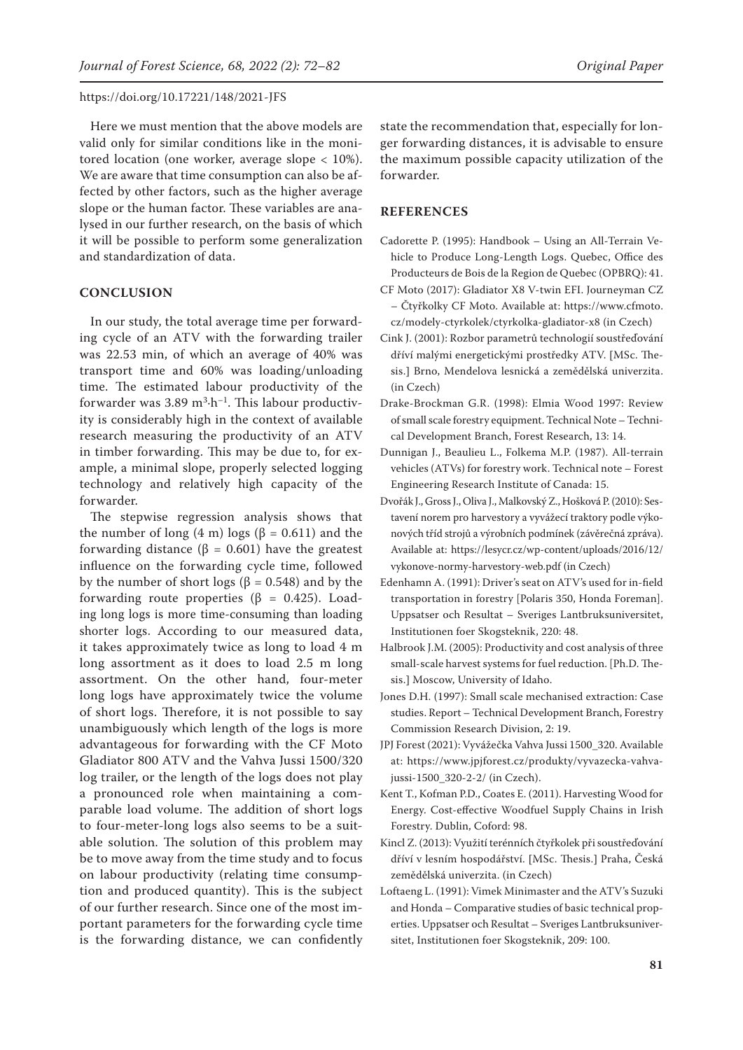Here we must mention that the above models are valid only for similar conditions like in the monitored location (one worker, average slope < 10%). We are aware that time consumption can also be affected by other factors, such as the higher average slope or the human factor. These variables are analysed in our further research, on the basis of which it will be possible to perform some generalization and standardization of data.

## CONCLUSION

In our study, the total average time per forwarding cycle of an ATV with the forwarding trailer was 22.53 min, of which an average of 40% was transport time and 60% was loading/unloading time. The estimated labour productivity of the forwarder was 3.89 $m^3 \cdot h^{-1}$. This labour productivity is considerably high in the context of available research measuring the productivity of an ATV in timber forwarding. This may be due to, for example, a minimal slope, properly selected logging technology and relatively high capacity of the forwarder.

The stepwise regression analysis shows that the number of long (4 m) logs ($\beta = 0.611$) and the forwarding distance ($\beta = 0.601$) have the greatest influence on the forwarding cycle time, followed by the number of short logs ($\beta = 0.548$) and by the forwarding route properties ($\beta = 0.425$). Loading long logs is more time-consuming than loading shorter logs. According to our measured data, it takes approximately twice as long to load 4 m long assortment as it does to load 2.5 m long assortment. On the other hand, four-meter long logs have approximately twice the volume of short logs. Therefore, it is not possible to say unambiguously which length of the logs is more advantageous for forwarding with the CF Moto Gladiator 800 ATV and the Vahva Jussi 1500/320 log trailer, or the length of the logs does not play a pronounced role when maintaining a comparable load volume. The addition of short logs to four-meter-long logs also seems to be a suitable solution. The solution of this problem may be to move away from the time study and to focus on labour productivity (relating time consumption and produced quantity). This is the subject of our further research. Since one of the most important parameters for the forwarding cycle time is the forwarding distance, we can confidently state the recommendation that, especially for longer forwarding distances, it is advisable to ensure the maximum possible capacity utilization of the forwarder.

## REFERENCES

Cadorette P. (1995): Handbook – Using an All-Terrain Vehicle to Produce Long-Length Logs. Quebec, Office des Producteurs de Bois de la Region de Quebec (OPBRQ): 41.

CF Moto (2017): Gladiator X8 V-twin EFI. Journeyman CZ – Čtyřkolky CF Moto. Available at: https://www.cfmoto.cz/modely-ctyrkolek/ctyrkolka-gladiator-x8 (in Czech)

Cink J. (2001): Rozbor parametrů technologií soustřeďování dříví malými energetickými prostředky ATV. [MSc. Thesis.] Brno, Mendelova lesnická a zemědělská univerzita. (in Czech)

Drake-Brockman G.R. (1998): Elmia Wood 1997: Review of small scale forestry equipment. Technical Note – Technical Development Branch, Forest Research, 13: 14.

Dunnigan J., Beaulieu L., Folkema M.P. (1987). All-terrain vehicles (ATVs) for forestry work. Technical note – Forest Engineering Research Institute of Canada: 15.

Dvořák J., Gross J., Oliva J., Malkovský Z., Hošková P. (2010): Sestavení norem pro harvestory a vyvážecí traktory podle výkonových tříd strojů a výrobních podmínek (závěrečná zpráva). Available at: https://lesycr.cz/wp-content/uploads/2016/12/vykonove-normy-harvestory-web.pdf (in Czech)

Edenhamn A. (1991): Driver's seat on ATV's used for in-field transportation in forestry [Polaris 350, Honda Foreman]. Uppsatser och Resultat – Sveriges Lantbruksuniversitet, Institutionen foer Skogsteknik, 220: 48.

Halbrook J.M. (2005): Productivity and cost analysis of three small-scale harvest systems for fuel reduction. [Ph.D. Thesis.] Moscow, University of Idaho.

Jones D.H. (1997): Small scale mechanised extraction: Case studies. Report – Technical Development Branch, Forestry Commission Research Division, 2: 19.

JPJ Forest (2021): Vyvážečka Vahva Jussi 1500_320. Available at: https://www.jpjforest.cz/produkty/vyvazecka-vahva-jussi-1500_320-2-2/ (in Czech).

Kent T., Kofman P.D., Coates E. (2011). Harvesting Wood for Energy. Cost-effective Woodfuel Supply Chains in Irish Forestry. Dublin, Coford: 98.

Kincl Z. (2013): Využití terénních čtyřkolek při soustřeďování dříví v lesním hospodářství. [MSc. Thesis.] Praha, Česká zemědělská univerzita. (in Czech)

Loftaeng L. (1991): Vimek Minimaster and the ATV's Suzuki and Honda – Comparative studies of basic technical properties. Uppsatser och Resultat – Sveriges Lantbruksuniversitet, Institutionen foer Skogsteknik, 209: 100.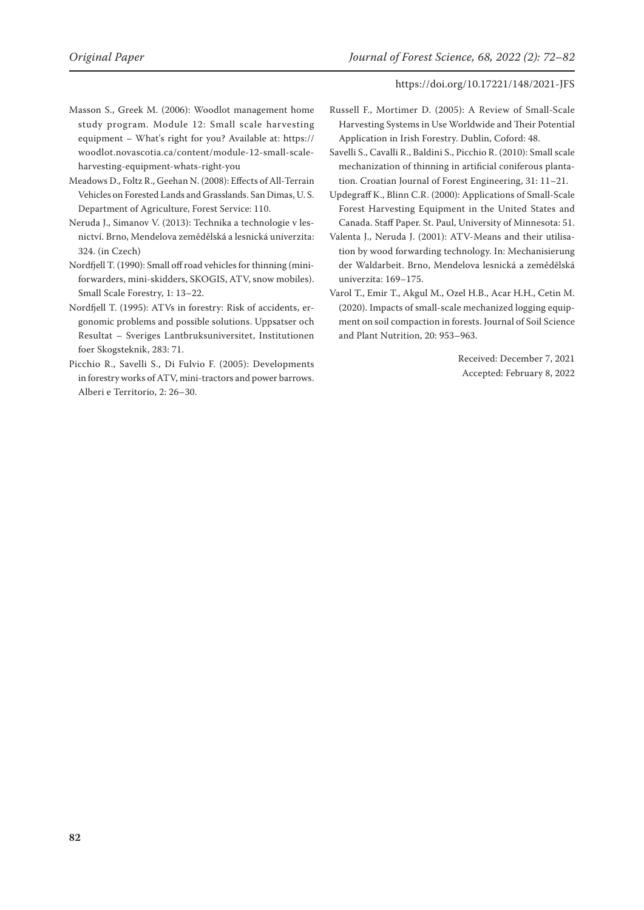Masson S., Greek M. (2006): Woodlot management home study program. Module 12: Small scale harvesting equipment – What's right for you? Available at: https://woodlot.novascotia.ca/content/module-12-small-scale-harvesting-equipment-whats-right-you

Meadows D., Foltz R., Geehan N. (2008): Effects of All-Terrain Vehicles on Forested Lands and Grasslands. San Dimas, U. S. Department of Agriculture, Forest Service: 110.

Neruda J., Simanov V. (2013): Technika a technologie v lesnictví. Brno, Mendelova zemědělská a lesnická univerzita: 324. (in Czech)

Nordfjell T. (1990): Small off road vehicles for thinning (mini-forwarders, mini-skidders, SKOGIS, ATV, snow mobiles). Small Scale Forestry, 1: 13–22.

Nordfjell T. (1995): ATVs in forestry: Risk of accidents, ergonomic problems and possible solutions. Uppsatser och Resultat – Sveriges Lantbruksuniversitet, Institutionen foer Skogsteknik, 283: 71.

Picchio R., Savelli S., Di Fulvio F. (2005): Developments in forestry works of ATV, mini-tractors and power barrows. Alberi e Territorio, 2: 26–30.

Russell F., Mortimer D. (2005): A Review of Small-Scale Harvesting Systems in Use Worldwide and Their Potential Application in Irish Forestry. Dublin, Coford: 48.

Savelli S., Cavalli R., Baldini S., Picchio R. (2010): Small scale mechanization of thinning in artificial coniferous plantation. Croatian Journal of Forest Engineering, 31: 11–21.

Updegraff K., Blinn C.R. (2000): Applications of Small-Scale Forest Harvesting Equipment in the United States and Canada. Staff Paper. St. Paul, University of Minnesota: 51.

Valenta J., Neruda J. (2001): ATV-Means and their utilisation by wood forwarding technology. In: Mechanisierung der Waldarbeit. Brno, Mendelova lesnická a zemědělská univerzita: 169–175.

Varol T., Emir T., Akgul M., Ozel H.B., Acar H.H., Cetin M. (2020). Impacts of small-scale mechanized logging equipment on soil compaction in forests. Journal of Soil Science and Plant Nutrition, 20: 953–963.

Received: December 7, 2021
Accepted: February 8, 2022